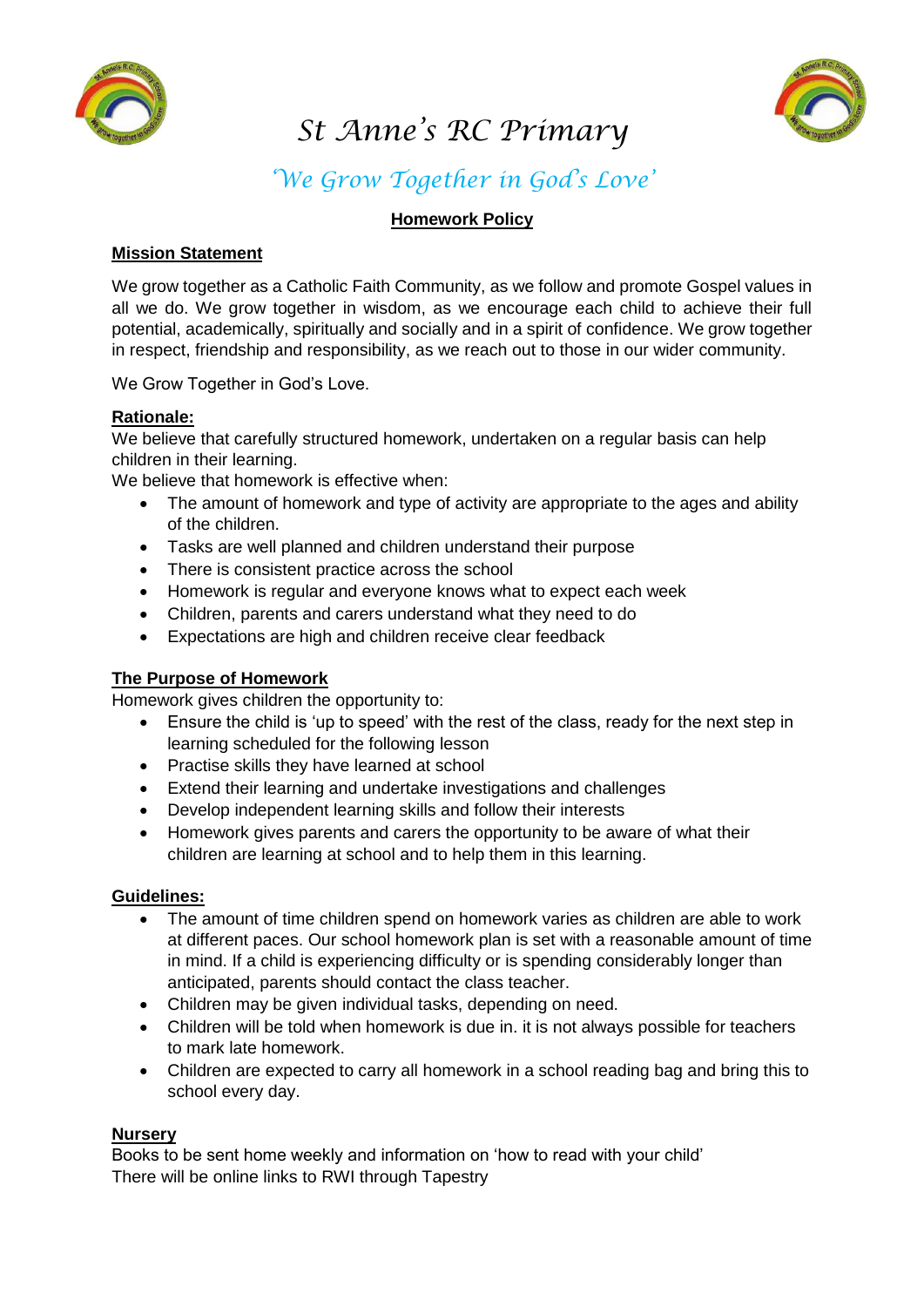# St Anne's RC Primary

## *'We Grow Together in God's Love'*

### Homework Policy

**Mission Statement**

We grow together as a Catholic Faith Community, as we follow and promote Gospel values in all we do. We grow together in wisdom, as we encourage each child to achieve their full potential, academically, spiritually and socially and in a spirit of confidence. We grow together in respect, friendship and responsibility, as we reach out to those in our wider community.

We Grow Together in God's Love.

**Rationale:**

We believe that carefully structured homework, undertaken on a regular basis can help children in their learning.

We believe that homework is effective when:

- The amount of homework and type of activity are appropriate to the ages and ability of the children.
- Tasks are well planned and children understand their purpose
- There is consistent practice across the school
- Homework is regular and everyone knows what to expect each week
- Children, parents and carers understand what they need to do
- Expectations are high and children receive clear feedback

**The Purpose of Homework**

Homework gives children the opportunity to:

- Ensure the child is 'up to speed' with the rest of the class, ready for the next step in learning scheduled for the following lesson
- Practise skills they have learned at school
- Extend their learning and undertake investigations and challenges
- Develop independent learning skills and follow their interests
- Homework gives parents and carers the opportunity to be aware of what their children are learning at school and to help them in this learning.

**Guidelines:**

- The amount of time children spend on homework varies as children are able to work at different paces. Our school homework plan is set with a reasonable amount of time in mind. If a child is experiencing difficulty or is spending considerably longer than anticipated, parents should contact the class teacher.
- Children may be given individual tasks, depending on need.
- Children will be told when homework is due in. it is not always possible for teachers to mark late homework.
- Children are expected to carry all homework in a school reading bag and bring this to school every day.

**Nursery**

Books to be sent home weekly and information on 'how to read with your child'

There will be online links to RWI through Tapestry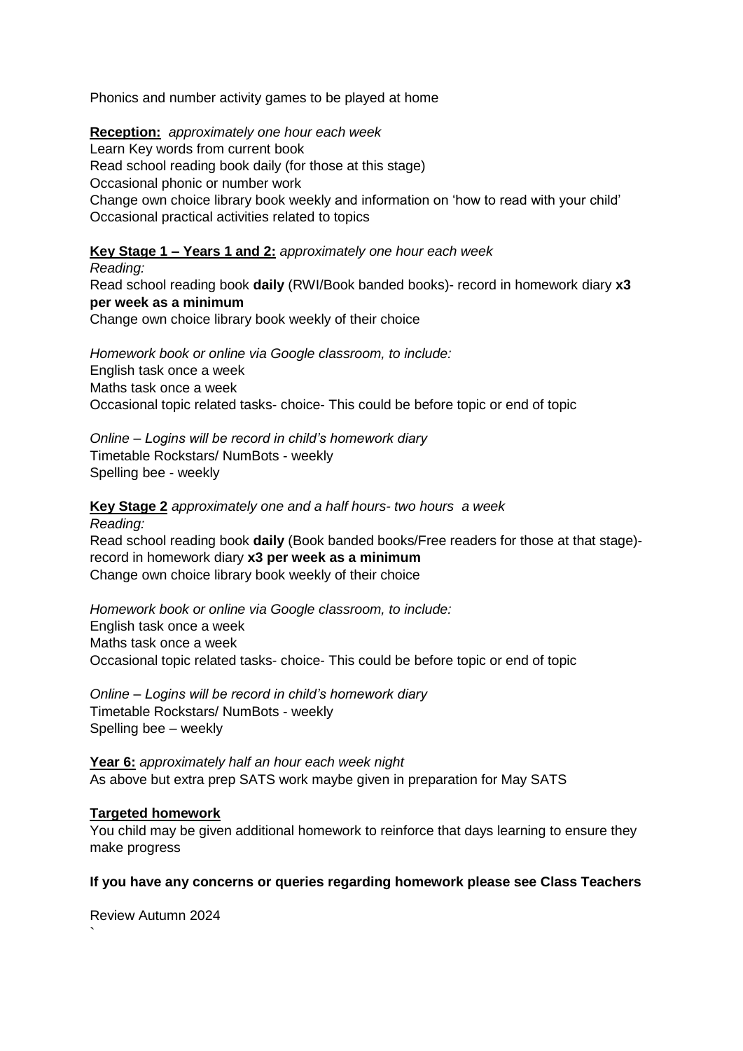Phonics and number activity games to be played at home

**Reception:** *approximately one hour each week*
Learn Key words from current book
Read school reading book daily (for those at this stage)
Occasional phonic or number work
Change own choice library book weekly and information on 'how to read with your child'
Occasional practical activities related to topics

**Key Stage 1 – Years 1 and 2:** *approximately one hour each week*
*Reading:*
Read school reading book **daily** (RWI/Book banded books)- record in homework diary **x3 per week as a minimum**
Change own choice library book weekly of their choice

*Homework book or online via Google classroom, to include:*
English task once a week
Maths task once a week
Occasional topic related tasks- choice- This could be before topic or end of topic

*Online – Logins will be record in child's homework diary*
Timetable Rockstars/ NumBots - weekly
Spelling bee - weekly

**Key Stage 2** *approximately one and a half hours- two hours a week*
*Reading:*
Read school reading book **daily** (Book banded books/Free readers for those at that stage)- record in homework diary **x3 per week as a minimum**
Change own choice library book weekly of their choice

*Homework book or online via Google classroom, to include:*
English task once a week
Maths task once a week
Occasional topic related tasks- choice- This could be before topic or end of topic

*Online – Logins will be record in child's homework diary*
Timetable Rockstars/ NumBots - weekly
Spelling bee – weekly

**Year 6:** *approximately half an hour each week night*
As above but extra prep SATS work maybe given in preparation for May SATS

**Targeted homework**
You child may be given additional homework to reinforce that days learning to ensure they make progress

**If you have any concerns or queries regarding homework please see Class Teachers**

Review Autumn 2024